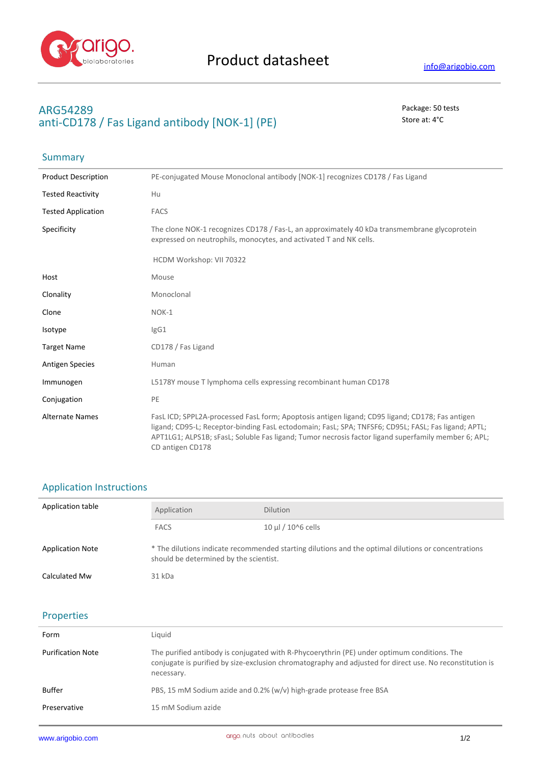# Product datasheet

info@arigobio.com

## ARG54289
## anti-CD178 / Fas Ligand antibody [NOK-1] (PE)

Package: 50 tests
Store at: 4°C

### Summary

| | |
|---|---|
| Product Description | PE-conjugated Mouse Monoclonal antibody [NOK-1] recognizes CD178 / Fas Ligand |
| Tested Reactivity | Hu |
| Tested Application | FACS |
| Specificity | The clone NOK-1 recognizes CD178 / Fas-L, an approximately 40 kDa transmembrane glycoprotein expressed on neutrophils, monocytes, and activated T and NK cells.<br><br>HCDM Workshop: VII 70322 |
| Host | Mouse |
| Clonality | Monoclonal |
| Clone | NOK-1 |
| Isotype | IgG1 |
| Target Name | CD178 / Fas Ligand |
| Antigen Species | Human |
| Immunogen | L5178Y mouse T lymphoma cells expressing recombinant human CD178 |
| Conjugation | PE |
| Alternate Names | FasL ICD; SPPL2A-processed FasL form; Apoptosis antigen ligand; CD95 ligand; CD178; Fas antigen ligand; CD95-L; Receptor-binding FasL ectodomain; FasL; SPA; TNFSF6; CD95L; FASL; Fas ligand; APTL; APT1LG1; ALPS1B; sFasL; Soluble Fas ligand; Tumor necrosis factor ligand superfamily member 6; APL; CD antigen CD178 |

### Application Instructions

**Application table**

| Application | Dilution |
|---|---|
| FACS | 10 µl / 10^6 cells |

| | |
|---|---|
| Application Note | * The dilutions indicate recommended starting dilutions and the optimal dilutions or concentrations should be determined by the scientist. |
| Calculated Mw | 31 kDa |

### Properties

| | |
|---|---|
| Form | Liquid |
| Purification Note | The purified antibody is conjugated with R-Phycoerythrin (PE) under optimum conditions. The conjugate is purified by size-exclusion chromatography and adjusted for direct use. No reconstitution is necessary. |
| Buffer | PBS, 15 mM Sodium azide and 0.2% (w/v) high-grade protease free BSA |
| Preservative | 15 mM Sodium azide |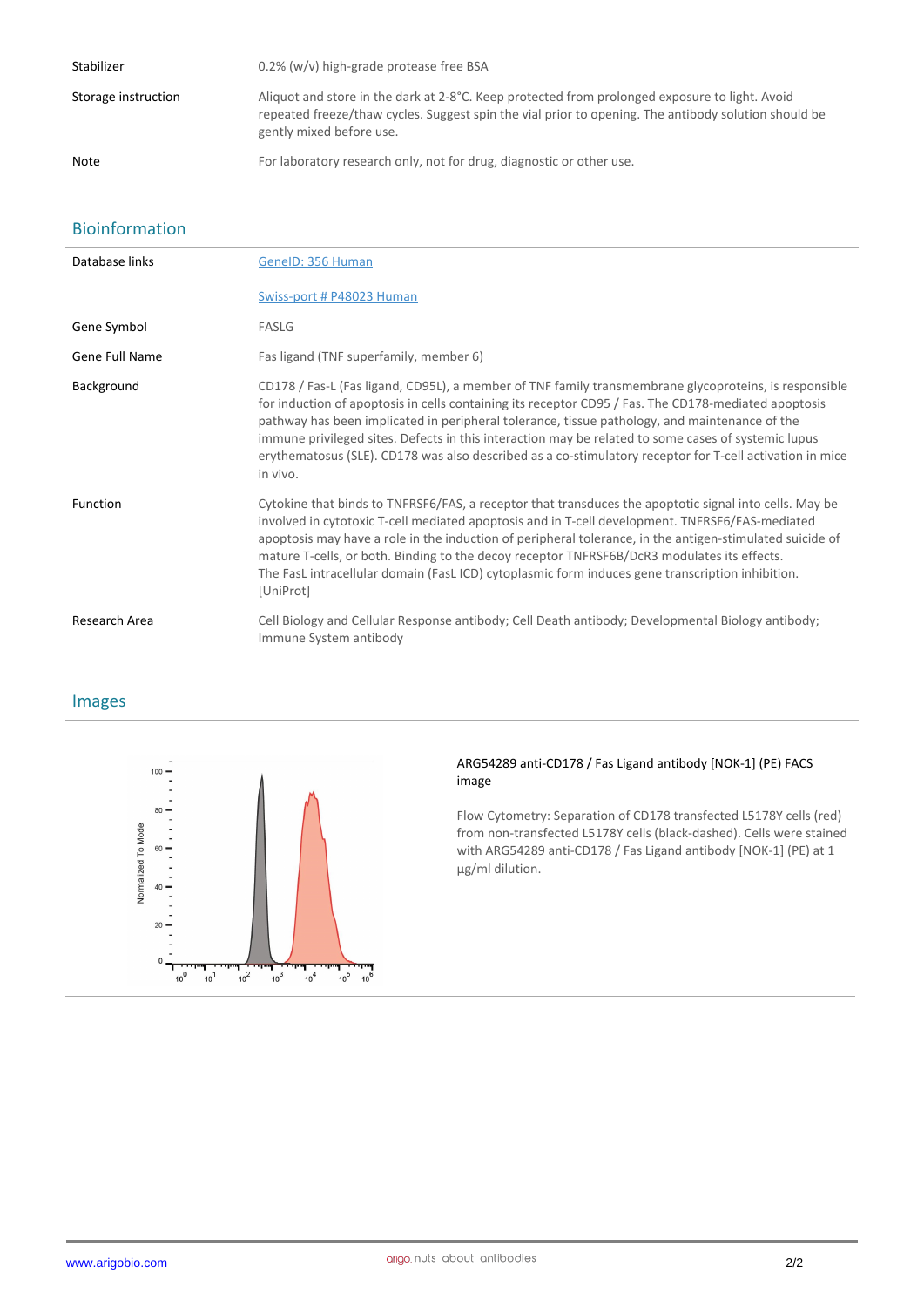| | |
|---|---|
| Stabilizer | 0.2% (w/v) high-grade protease free BSA |
| Storage instruction | Aliquot and store in the dark at 2-8°C. Keep protected from prolonged exposure to light. Avoid repeated freeze/thaw cycles. Suggest spin the vial prior to opening. The antibody solution should be gently mixed before use. |
| Note | For laboratory research only, not for drug, diagnostic or other use. |

## Bioinformation

| | |
|---|---|
| Database links | GeneID: 356 Human<br>Swiss-port # P48023 Human |
| Gene Symbol | FASLG |
| Gene Full Name | Fas ligand (TNF superfamily, member 6) |
| Background | CD178 / Fas-L (Fas ligand, CD95L), a member of TNF family transmembrane glycoproteins, is responsible for induction of apoptosis in cells containing its receptor CD95 / Fas. The CD178-mediated apoptosis pathway has been implicated in peripheral tolerance, tissue pathology, and maintenance of the immune privileged sites. Defects in this interaction may be related to some cases of systemic lupus erythematosus (SLE). CD178 was also described as a co-stimulatory receptor for T-cell activation in mice in vivo. |
| Function | Cytokine that binds to TNFRSF6/FAS, a receptor that transduces the apoptotic signal into cells. May be involved in cytotoxic T-cell mediated apoptosis and in T-cell development. TNFRSF6/FAS-mediated apoptosis may have a role in the induction of peripheral tolerance, in the antigen-stimulated suicide of mature T-cells, or both. Binding to the decoy receptor TNFRSF6B/DcR3 modulates its effects.<br>The FasL intracellular domain (FasL ICD) cytoplasmic form induces gene transcription inhibition. [UniProt] |
| Research Area | Cell Biology and Cellular Response antibody; Cell Death antibody; Developmental Biology antibody; Immune System antibody |

## Images

Normalized To Mode
100
80
60
40
20
0
$10^0$ $10^1$ $10^2$ $10^3$ $10^4$ $10^5$ $10^6$

ARG54289 anti-CD178 / Fas Ligand antibody [NOK-1] (PE) FACS image

Flow Cytometry: Separation of CD178 transfected L5178Y cells (red) from non-transfected L5178Y cells (black-dashed). Cells were stained with ARG54289 anti-CD178 / Fas Ligand antibody [NOK-1] (PE) at 1 µg/ml dilution.